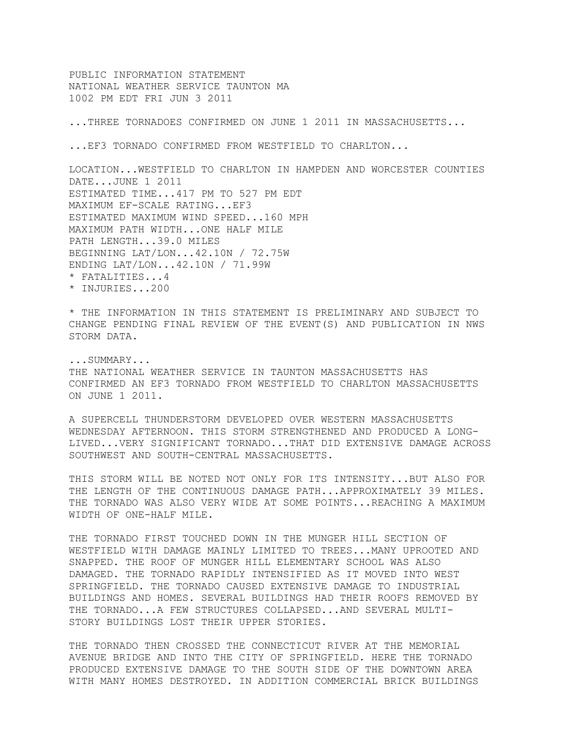PUBLIC INFORMATION STATEMENT
NATIONAL WEATHER SERVICE TAUNTON MA
1002 PM EDT FRI JUN 3 2011

...THREE TORNADOES CONFIRMED ON JUNE 1 2011 IN MASSACHUSETTS...

...EF3 TORNADO CONFIRMED FROM WESTFIELD TO CHARLTON...

LOCATION...WESTFIELD TO CHARLTON IN HAMPDEN AND WORCESTER COUNTIES
DATE...JUNE 1 2011
ESTIMATED TIME...417 PM TO 527 PM EDT
MAXIMUM EF-SCALE RATING...EF3
ESTIMATED MAXIMUM WIND SPEED...160 MPH
MAXIMUM PATH WIDTH...ONE HALF MILE
PATH LENGTH...39.0 MILES
BEGINNING LAT/LON...42.10N / 72.75W
ENDING LAT/LON...42.10N / 71.99W
* FATALITIES...4
* INJURIES...200

* THE INFORMATION IN THIS STATEMENT IS PRELIMINARY AND SUBJECT TO CHANGE PENDING FINAL REVIEW OF THE EVENT(S) AND PUBLICATION IN NWS STORM DATA.

...SUMMARY...
THE NATIONAL WEATHER SERVICE IN TAUNTON MASSACHUSETTS HAS CONFIRMED AN EF3 TORNADO FROM WESTFIELD TO CHARLTON MASSACHUSETTS ON JUNE 1 2011.

A SUPERCELL THUNDERSTORM DEVELOPED OVER WESTERN MASSACHUSETTS WEDNESDAY AFTERNOON. THIS STORM STRENGTHENED AND PRODUCED A LONG-LIVED...VERY SIGNIFICANT TORNADO...THAT DID EXTENSIVE DAMAGE ACROSS SOUTHWEST AND SOUTH-CENTRAL MASSACHUSETTS.

THIS STORM WILL BE NOTED NOT ONLY FOR ITS INTENSITY...BUT ALSO FOR THE LENGTH OF THE CONTINUOUS DAMAGE PATH...APPROXIMATELY 39 MILES. THE TORNADO WAS ALSO VERY WIDE AT SOME POINTS...REACHING A MAXIMUM WIDTH OF ONE-HALF MILE.

THE TORNADO FIRST TOUCHED DOWN IN THE MUNGER HILL SECTION OF WESTFIELD WITH DAMAGE MAINLY LIMITED TO TREES...MANY UPROOTED AND SNAPPED. THE ROOF OF MUNGER HILL ELEMENTARY SCHOOL WAS ALSO DAMAGED. THE TORNADO RAPIDLY INTENSIFIED AS IT MOVED INTO WEST SPRINGFIELD. THE TORNADO CAUSED EXTENSIVE DAMAGE TO INDUSTRIAL BUILDINGS AND HOMES. SEVERAL BUILDINGS HAD THEIR ROOFS REMOVED BY THE TORNADO...A FEW STRUCTURES COLLAPSED...AND SEVERAL MULTI-STORY BUILDINGS LOST THEIR UPPER STORIES.

THE TORNADO THEN CROSSED THE CONNECTICUT RIVER AT THE MEMORIAL AVENUE BRIDGE AND INTO THE CITY OF SPRINGFIELD. HERE THE TORNADO PRODUCED EXTENSIVE DAMAGE TO THE SOUTH SIDE OF THE DOWNTOWN AREA WITH MANY HOMES DESTROYED. IN ADDITION COMMERCIAL BRICK BUILDINGS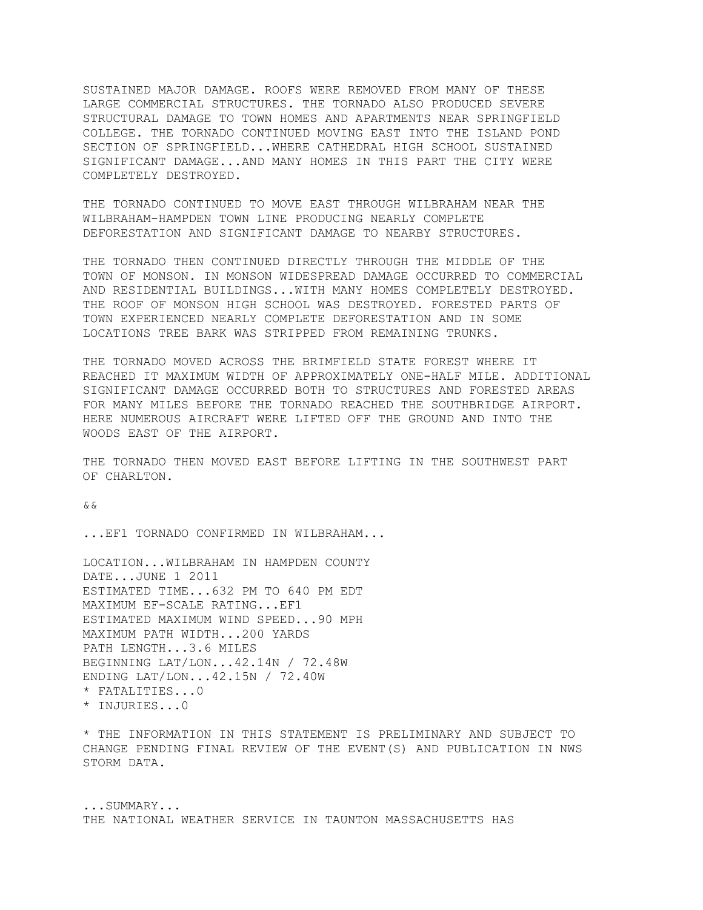SUSTAINED MAJOR DAMAGE. ROOFS WERE REMOVED FROM MANY OF THESE LARGE COMMERCIAL STRUCTURES. THE TORNADO ALSO PRODUCED SEVERE STRUCTURAL DAMAGE TO TOWN HOMES AND APARTMENTS NEAR SPRINGFIELD COLLEGE. THE TORNADO CONTINUED MOVING EAST INTO THE ISLAND POND SECTION OF SPRINGFIELD...WHERE CATHEDRAL HIGH SCHOOL SUSTAINED SIGNIFICANT DAMAGE...AND MANY HOMES IN THIS PART THE CITY WERE COMPLETELY DESTROYED.

THE TORNADO CONTINUED TO MOVE EAST THROUGH WILBRAHAM NEAR THE WILBRAHAM-HAMPDEN TOWN LINE PRODUCING NEARLY COMPLETE DEFORESTATION AND SIGNIFICANT DAMAGE TO NEARBY STRUCTURES.

THE TORNADO THEN CONTINUED DIRECTLY THROUGH THE MIDDLE OF THE TOWN OF MONSON. IN MONSON WIDESPREAD DAMAGE OCCURRED TO COMMERCIAL AND RESIDENTIAL BUILDINGS...WITH MANY HOMES COMPLETELY DESTROYED. THE ROOF OF MONSON HIGH SCHOOL WAS DESTROYED. FORESTED PARTS OF TOWN EXPERIENCED NEARLY COMPLETE DEFORESTATION AND IN SOME LOCATIONS TREE BARK WAS STRIPPED FROM REMAINING TRUNKS.

THE TORNADO MOVED ACROSS THE BRIMFIELD STATE FOREST WHERE IT REACHED IT MAXIMUM WIDTH OF APPROXIMATELY ONE-HALF MILE. ADDITIONAL SIGNIFICANT DAMAGE OCCURRED BOTH TO STRUCTURES AND FORESTED AREAS FOR MANY MILES BEFORE THE TORNADO REACHED THE SOUTHBRIDGE AIRPORT. HERE NUMEROUS AIRCRAFT WERE LIFTED OFF THE GROUND AND INTO THE WOODS EAST OF THE AIRPORT.

THE TORNADO THEN MOVED EAST BEFORE LIFTING IN THE SOUTHWEST PART OF CHARLTON.

&&

...EF1 TORNADO CONFIRMED IN WILBRAHAM...

LOCATION...WILBRAHAM IN HAMPDEN COUNTY
DATE...JUNE 1 2011
ESTIMATED TIME...632 PM TO 640 PM EDT
MAXIMUM EF-SCALE RATING...EF1
ESTIMATED MAXIMUM WIND SPEED...90 MPH
MAXIMUM PATH WIDTH...200 YARDS
PATH LENGTH...3.6 MILES
BEGINNING LAT/LON...42.14N / 72.48W
ENDING LAT/LON...42.15N / 72.40W
* FATALITIES...0
* INJURIES...0

* THE INFORMATION IN THIS STATEMENT IS PRELIMINARY AND SUBJECT TO CHANGE PENDING FINAL REVIEW OF THE EVENT(S) AND PUBLICATION IN NWS STORM DATA.

...SUMMARY...
THE NATIONAL WEATHER SERVICE IN TAUNTON MASSACHUSETTS HAS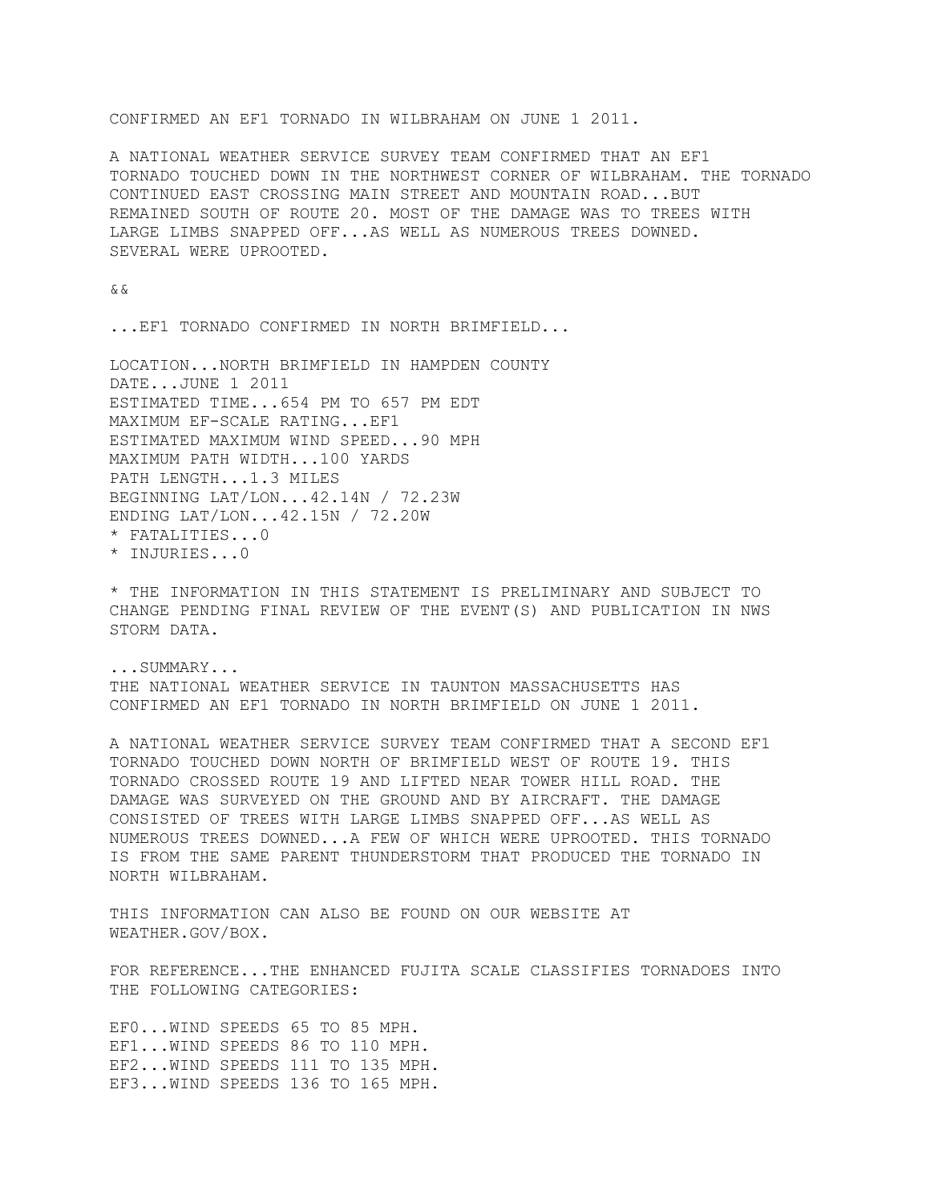CONFIRMED AN EF1 TORNADO IN WILBRAHAM ON JUNE 1 2011.

A NATIONAL WEATHER SERVICE SURVEY TEAM CONFIRMED THAT AN EF1 TORNADO TOUCHED DOWN IN THE NORTHWEST CORNER OF WILBRAHAM. THE TORNADO CONTINUED EAST CROSSING MAIN STREET AND MOUNTAIN ROAD...BUT REMAINED SOUTH OF ROUTE 20. MOST OF THE DAMAGE WAS TO TREES WITH LARGE LIMBS SNAPPED OFF...AS WELL AS NUMEROUS TREES DOWNED. SEVERAL WERE UPROOTED.

&&

...EF1 TORNADO CONFIRMED IN NORTH BRIMFIELD...

LOCATION...NORTH BRIMFIELD IN HAMPDEN COUNTY
DATE...JUNE 1 2011
ESTIMATED TIME...654 PM TO 657 PM EDT
MAXIMUM EF-SCALE RATING...EF1
ESTIMATED MAXIMUM WIND SPEED...90 MPH
MAXIMUM PATH WIDTH...100 YARDS
PATH LENGTH...1.3 MILES
BEGINNING LAT/LON...42.14N / 72.23W
ENDING LAT/LON...42.15N / 72.20W
* FATALITIES...0
* INJURIES...0

* THE INFORMATION IN THIS STATEMENT IS PRELIMINARY AND SUBJECT TO CHANGE PENDING FINAL REVIEW OF THE EVENT(S) AND PUBLICATION IN NWS STORM DATA.

...SUMMARY...
THE NATIONAL WEATHER SERVICE IN TAUNTON MASSACHUSETTS HAS CONFIRMED AN EF1 TORNADO IN NORTH BRIMFIELD ON JUNE 1 2011.

A NATIONAL WEATHER SERVICE SURVEY TEAM CONFIRMED THAT A SECOND EF1 TORNADO TOUCHED DOWN NORTH OF BRIMFIELD WEST OF ROUTE 19. THIS TORNADO CROSSED ROUTE 19 AND LIFTED NEAR TOWER HILL ROAD. THE DAMAGE WAS SURVEYED ON THE GROUND AND BY AIRCRAFT. THE DAMAGE CONSISTED OF TREES WITH LARGE LIMBS SNAPPED OFF...AS WELL AS NUMEROUS TREES DOWNED...A FEW OF WHICH WERE UPROOTED. THIS TORNADO IS FROM THE SAME PARENT THUNDERSTORM THAT PRODUCED THE TORNADO IN NORTH WILBRAHAM.

THIS INFORMATION CAN ALSO BE FOUND ON OUR WEBSITE AT WEATHER.GOV/BOX.

FOR REFERENCE...THE ENHANCED FUJITA SCALE CLASSIFIES TORNADOES INTO THE FOLLOWING CATEGORIES:

EF0...WIND SPEEDS 65 TO 85 MPH.
EF1...WIND SPEEDS 86 TO 110 MPH.
EF2...WIND SPEEDS 111 TO 135 MPH.
EF3...WIND SPEEDS 136 TO 165 MPH.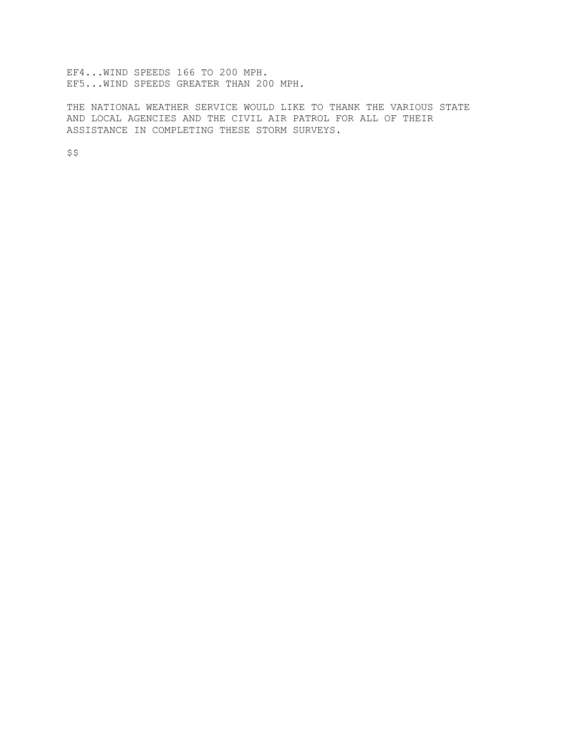EF4...WIND SPEEDS 166 TO 200 MPH.
EF5...WIND SPEEDS GREATER THAN 200 MPH.

THE NATIONAL WEATHER SERVICE WOULD LIKE TO THANK THE VARIOUS STATE AND LOCAL AGENCIES AND THE CIVIL AIR PATROL FOR ALL OF THEIR ASSISTANCE IN COMPLETING THESE STORM SURVEYS.

$$